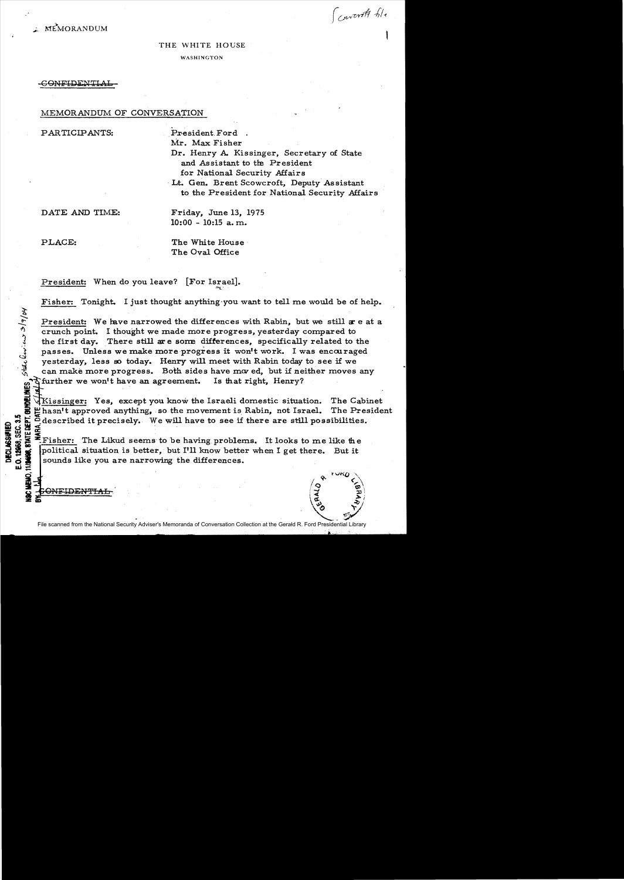MEMORANDUM

THE WHITE HOUSE

WASHINGTON

~~CONFIDENTIAL~~

MEMORANDUM OF CONVERSATION

PARTICIPANTS: President Ford
Mr. Max Fisher
Dr. Henry A. Kissinger, Secretary of State and Assistant to the President for National Security Affairs
Lt. Gen. Brent Scowcroft, Deputy Assistant to the President for National Security Affairs

DATE AND TIME: Friday, June 13, 1975
10:00 - 10:15 a.m.

PLACE: The White House
The Oval Office

President: When do you leave? [For Israel].

Fisher: Tonight. I just thought anything you want to tell me would be of help.

President: We have narrowed the differences with Rabin, but we still are at a crunch point. I thought we made more progress, yesterday compared to the first day. There still are some differences, specifically related to the passes. Unless we make more progress it won't work. I was encouraged yesterday, less so today. Henry will meet with Rabin today to see if we can make more progress. Both sides have moved, but if neither moves any further we won't have an agreement. Is that right, Henry?

Kissinger: Yes, except you know the Israeli domestic situation. The Cabinet hasn't approved anything, so the movement is Rabin, not Israel. The President described it precisely. We will have to see if there are still possibilities.

Fisher: The Likud seems to be having problems. It looks to me like the political situation is better, but I'll know better when I get there. But it sounds like you are narrowing the differences.

~~CONFIDENTIAL~~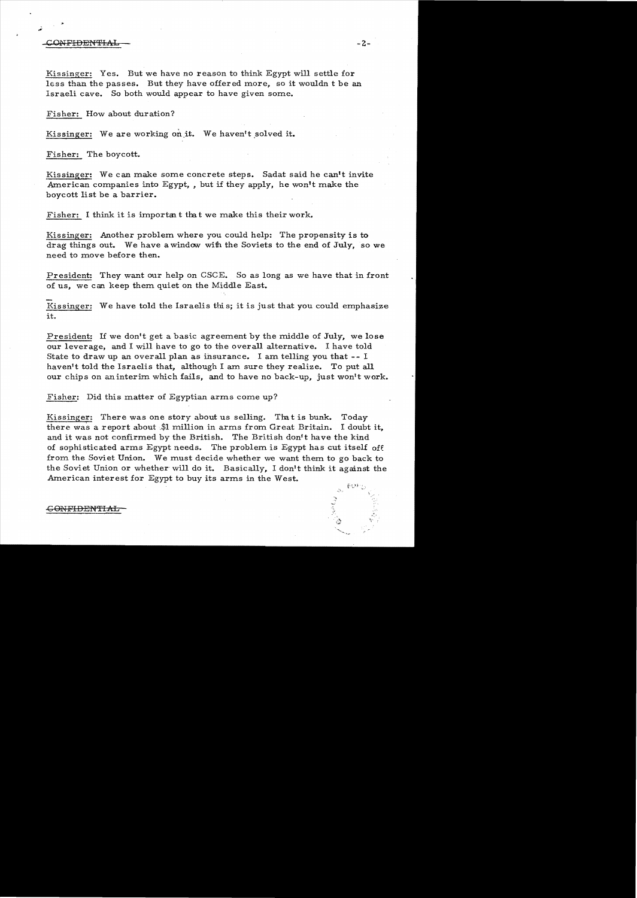CONFIDENTIAL

Kissinger: Yes. But we have no reason to think Egypt will settle for less than the passes. But they have offered more, so it wouldn t be an Israeli cave. So both would appear to have given some.

Fisher: How about duration?

Kissinger: We are working on it. We haven't solved it.

Fisher: The boycott.

Kissinger: We can make some concrete steps. Sadat said he can't invite American companies into Egypt, , but if they apply, he won't make the boycott list be a barrier.

Fisher: I think it is importan t that we make this their work.

Kissinger: Another problem where you could help: The propensity is to drag things out. We have a window with the Soviets to the end of July, so we need to move before then.

President: They want our help on CSCE. So as long as we have that in front of us, we can keep them quiet on the Middle East.

Kissinger: We have told the Israelis this; it is just that you could emphasize it.

President: If we don't get a basic agreement by the middle of July, we lose our leverage, and I will have to go to the overall alternative. I have told State to draw up an overall plan as insurance. I am telling you that -- I haven't told the Israelis that, although I am sure they realize. To put all our chips on an interim which fails, and to have no back-up, just won't work.

Fisher: Did this matter of Egyptian arms come up?

Kissinger: There was one story about us selling. That is bunk. Today there was a report about $1 million in arms from Great Britain. I doubt it, and it was not confirmed by the British. The British don't have the kind of sophisticated arms Egypt needs. The problem is Egypt has cut itself off from the Soviet Union. We must decide whether we want them to go back to the Soviet Union or whether will do it. Basically, I don't think it against the American interest for Egypt to buy its arms in the West.

CONFIDENTIAL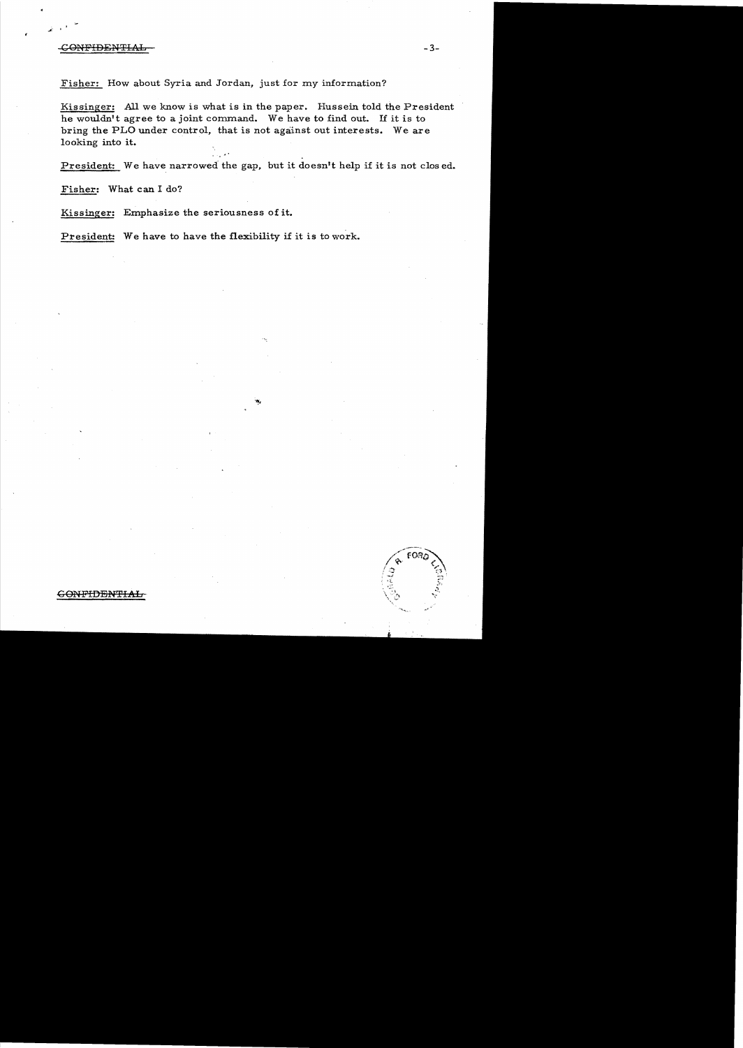CONFIDENTIAL

Fisher: How about Syria and Jordan, just for my information?

Kissinger: All we know is what is in the paper. Hussein told the President he wouldn't agree to a joint command. We have to find out. If it is to bring the PLO under control, that is not against out interests. We are looking into it.

President: We have narrowed the gap, but it doesn't help if it is not closed.

Fisher: What can I do?

Kissinger: Emphasize the seriousness of it.

President: We have to have the flexibility if it is to work.

CONFIDENTIAL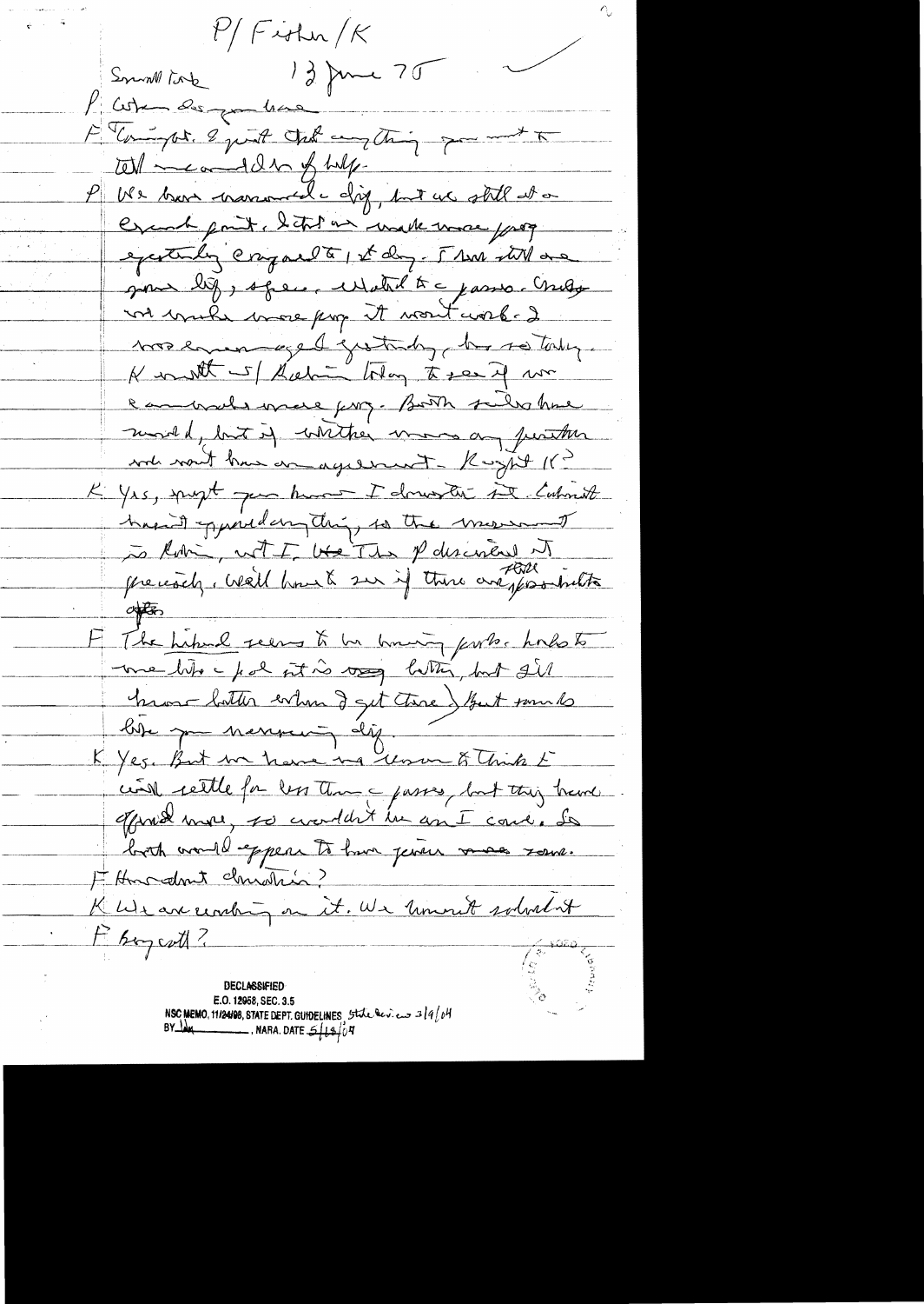P/ Fisher/K

Small talk 13 June 75

P: When do you leave

F: Tonight. I just want anything you want to tell me and I'd be of help.

P: We have narrowed the gap, but we still at a crucial point. I think we made more prog yesterday encouraged, 1st day. There still are some gaps, sufficient to make the passes. Unless we make more prog it won't work. I was encouraged yesterday, less so today. K meets w/ Rabin today to see if we can make more prog. Both sides have moved, but if neither moves any further we won't have an agreement. Right K?

K: Yes, except you know I don't think it. Cabinet hasn't approved anything, so the movement is Rabin, not I. We Then P discussed it precisely. We'll have to see if there are possibilities offers

F: The Likud seems to be having probs. Looks to me like a pol it is very better, but I'll know better when I get there. But sounds like you narrowing the gap.

K: Yes. But we have no reason to think E will settle for less than the passes, but they have offered more, so wouldn't be an I came. So both would appear to have given some.

F: How about duration?

K: We are working on it. We haven't solved it.

F: Boycott?

DECLASSIFIED
E.O. 12958, SEC. 3.5
NSC MEMO, 11/24/98, STATE DEPT. GUIDELINES State Review 3/9/04
BY dal NARA, DATE 5/13/04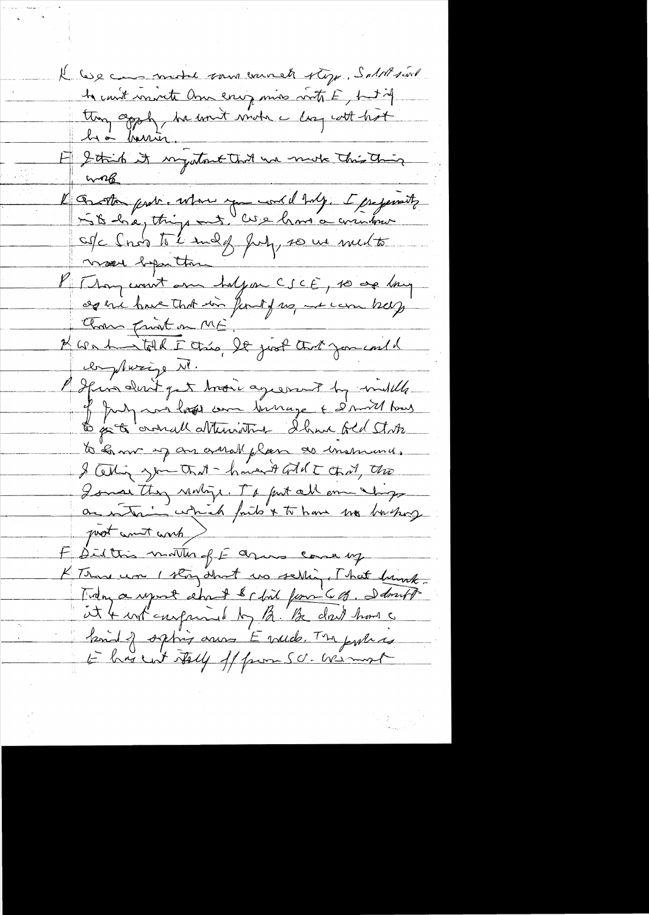K We can make some concrete steps. Sadat said he can't invite Amer energy mission with E, but if they apply, he won't make a big ... but ... be a barrier.

F I think it important that we make this thing work.

K Another prob. where you could help. I frequently ... things out. We have a commitment c/c Snow to 1 end of July, so we need to move before then.

P They want our help on CSCE, so as long as we have that in front of us, we can keep them quiet on ME.

K We haven't told E this. It just that you could emphasize it.

P If we don't get basic agreement by middle of July we lose our leverage & I would have to go to overall alternative. I have told State to draw up an overall plan as insurance. I telling you that — haven't told E that, tho I sense they realize. To put all our chips on interim which fails & to have no backup just won't work.

F Did this matter of E arms come up

K There was 1 story that we selling. That leak. Today a report about $ bil from GB. I don't ... it & not confirmed by B. B. don't have a kind of ... arms E needs. The problem is E has cut itself off from SU. We must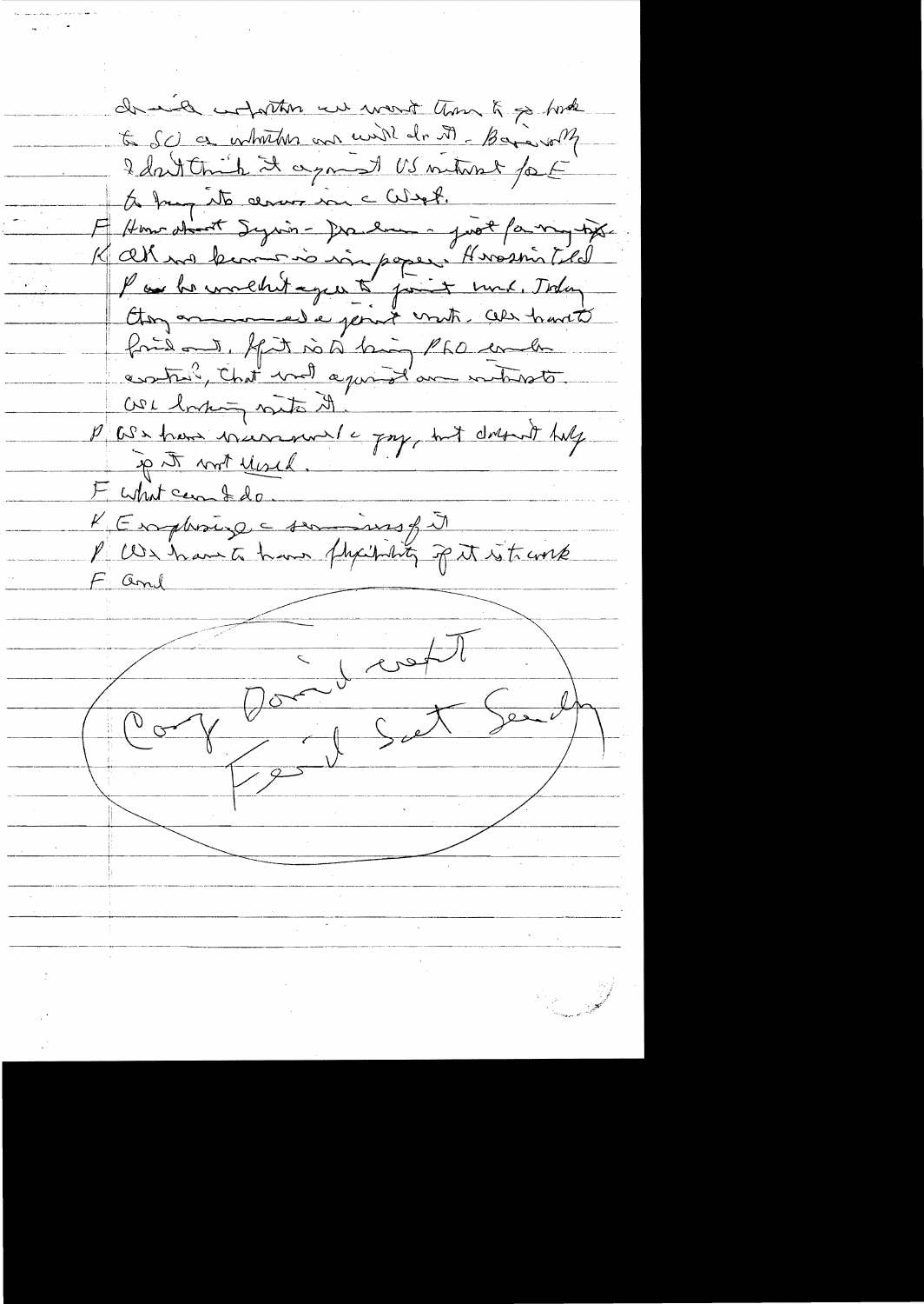donald ... we want them to go back to SC a whether we will do it. Basically I don't think it against US interest for E to bring its army in c West.

F How about Syria - Problem - just for my info.

K All we know is in paper. Hussein told P we be on relationship to joint ... Today they announced a joint ... We have to find out. If it is to bring PLO ... that would against our interests. We looking into it.

P We have ... pay, but doesn't help if it not used.

F What can I do.

K Emphasize c seriousness of it

P We have to have flexibility if it is to work

F And

Copy Donald Rumsfeld Scowcroft Sent ...